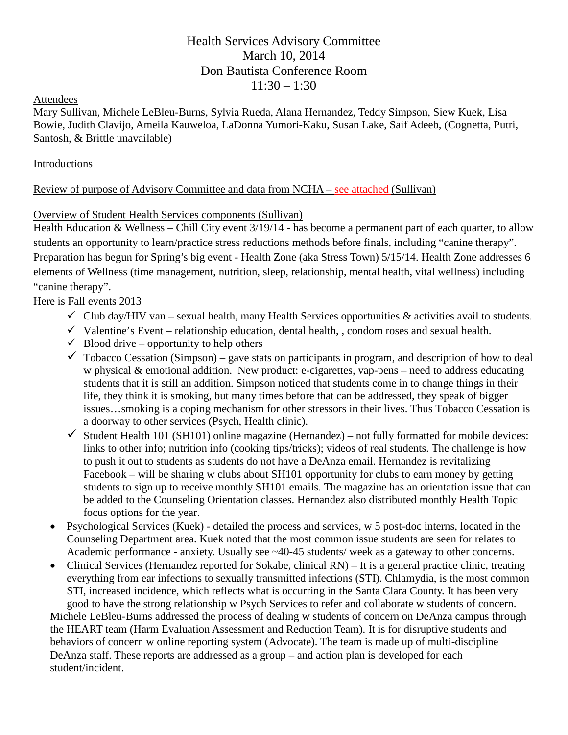# Health Services Advisory Committee
## March 10, 2014
## Don Bautista Conference Room
## 11:30 – 1:30

<u>Attendees</u>

Mary Sullivan, Michele LeBleu-Burns, Sylvia Rueda, Alana Hernandez, Teddy Simpson, Siew Kuek, Lisa Bowie, Judith Clavijo, Ameila Kauweloa, LaDonna Yumori-Kaku, Susan Lake, Saif Adeeb, (Cognetta, Putri, Santosh, & Brittle unavailable)

<u>Introductions</u>

<u>Review of purpose of Advisory Committee and data from NCHA – see attached (Sullivan)</u>

<u>Overview of Student Health Services components (Sullivan)</u>

Health Education & Wellness – Chill City event 3/19/14 - has become a permanent part of each quarter, to allow students an opportunity to learn/practice stress reductions methods before finals, including "canine therapy". Preparation has begun for Spring's big event - Health Zone (aka Stress Town) 5/15/14. Health Zone addresses 6 elements of Wellness (time management, nutrition, sleep, relationship, mental health, vital wellness) including "canine therapy".

Here is Fall events 2013

- ✓ Club day/HIV van – sexual health, many Health Services opportunities & activities avail to students.
- ✓ Valentine's Event – relationship education, dental health, , condom roses and sexual health.
- ✓ Blood drive – opportunity to help others
- ✓ Tobacco Cessation (Simpson) – gave stats on participants in program, and description of how to deal w physical & emotional addition. New product: e-cigarettes, vap-pens – need to address educating students that it is still an addition. Simpson noticed that students come in to change things in their life, they think it is smoking, but many times before that can be addressed, they speak of bigger issues…smoking is a coping mechanism for other stressors in their lives. Thus Tobacco Cessation is a doorway to other services (Psych, Health clinic).
- ✓ Student Health 101 (SH101) online magazine (Hernandez) – not fully formatted for mobile devices: links to other info; nutrition info (cooking tips/tricks); videos of real students. The challenge is how to push it out to students as students do not have a DeAnza email. Hernandez is revitalizing Facebook – will be sharing w clubs about SH101 opportunity for clubs to earn money by getting students to sign up to receive monthly SH101 emails. The magazine has an orientation issue that can be added to the Counseling Orientation classes. Hernandez also distributed monthly Health Topic focus options for the year.

- Psychological Services (Kuek) - detailed the process and services, w 5 post-doc interns, located in the Counseling Department area. Kuek noted that the most common issue students are seen for relates to Academic performance - anxiety. Usually see ~40-45 students/ week as a gateway to other concerns.
- Clinical Services (Hernandez reported for Sokabe, clinical RN) – It is a general practice clinic, treating everything from ear infections to sexually transmitted infections (STI). Chlamydia, is the most common STI, increased incidence, which reflects what is occurring in the Santa Clara County. It has been very good to have the strong relationship w Psych Services to refer and collaborate w students of concern.

Michele LeBleu-Burns addressed the process of dealing w students of concern on DeAnza campus through the HEART team (Harm Evaluation Assessment and Reduction Team). It is for disruptive students and behaviors of concern w online reporting system (Advocate). The team is made up of multi-discipline DeAnza staff. These reports are addressed as a group – and action plan is developed for each student/incident.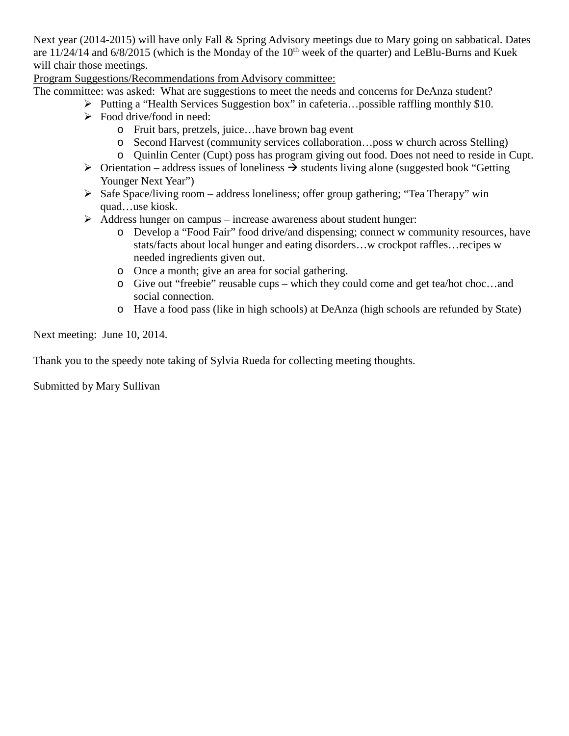Next year (2014-2015) will have only Fall & Spring Advisory meetings due to Mary going on sabbatical. Dates are 11/24/14 and 6/8/2015 (which is the Monday of the 10th week of the quarter) and LeBlu-Burns and Kuek will chair those meetings.

<u>Program Suggestions/Recommendations from Advisory committee:</u>

The committee: was asked: What are suggestions to meet the needs and concerns for DeAnza student?

- Putting a "Health Services Suggestion box" in cafeteria…possible raffling monthly $10.
- Food drive/food in need:
  - Fruit bars, pretzels, juice…have brown bag event
  - Second Harvest (community services collaboration…poss w church across Stelling)
  - Quinlin Center (Cupt) poss has program giving out food. Does not need to reside in Cupt.
- Orientation – address issues of loneliness → students living alone (suggested book "Getting Younger Next Year")
- Safe Space/living room – address loneliness; offer group gathering; "Tea Therapy" win quad…use kiosk.
- Address hunger on campus – increase awareness about student hunger:
  - Develop a "Food Fair" food drive/and dispensing; connect w community resources, have stats/facts about local hunger and eating disorders…w crockpot raffles…recipes w needed ingredients given out.
  - Once a month; give an area for social gathering.
  - Give out "freebie" reusable cups – which they could come and get tea/hot choc…and social connection.
  - Have a food pass (like in high schools) at DeAnza (high schools are refunded by State)

Next meeting: June 10, 2014.

Thank you to the speedy note taking of Sylvia Rueda for collecting meeting thoughts.

Submitted by Mary Sullivan